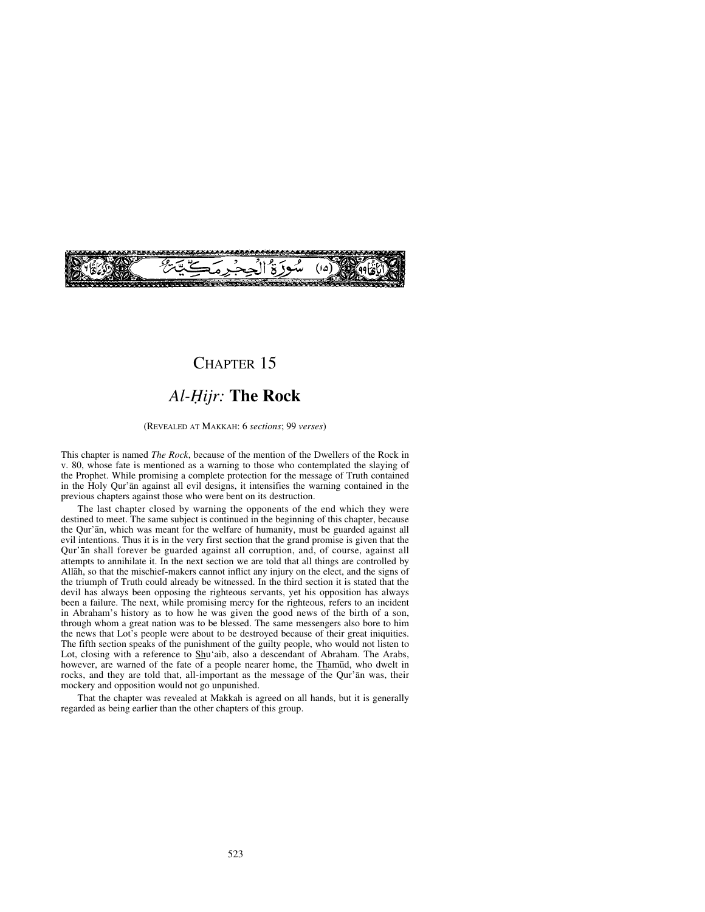سُورَةُ الْحِجْرِ مَكِّيَّةٌ (١٥)

# Chapter 15

## *Al-Ḥijr:* **The Rock**

(Revealed at Makkah: 6 *sections*; 99 *verses*)

This chapter is named *The Rock*, because of the mention of the Dwellers of the Rock in v. 80, whose fate is mentioned as a warning to those who contemplated the slaying of the Prophet. While promising a complete protection for the message of Truth contained in the Holy Qur'ān against all evil designs, it intensifies the warning contained in the previous chapters against those who were bent on its destruction.

The last chapter closed by warning the opponents of the end which they were destined to meet. The same subject is continued in the beginning of this chapter, because the Qur'ān, which was meant for the welfare of humanity, must be guarded against all evil intentions. Thus it is in the very first section that the grand promise is given that the Qur'ān shall forever be guarded against all corruption, and, of course, against all attempts to annihilate it. In the next section we are told that all things are controlled by Allāh, so that the mischief-makers cannot inflict any injury on the elect, and the signs of the triumph of Truth could already be witnessed. In the third section it is stated that the devil has always been opposing the righteous servants, yet his opposition has always been a failure. The next, while promising mercy for the righteous, refers to an incident in Abraham's history as to how he was given the good news of the birth of a son, through whom a great nation was to be blessed. The same messengers also bore to him the news that Lot's people were about to be destroyed because of their great iniquities. The fifth section speaks of the punishment of the guilty people, who would not listen to Lot, closing with a reference to Shu'aib, also a descendant of Abraham. The Arabs, however, are warned of the fate of a people nearer home, the Thamūd, who dwelt in rocks, and they are told that, all-important as the message of the Qur'ān was, their mockery and opposition would not go unpunished.

That the chapter was revealed at Makkah is agreed on all hands, but it is generally regarded as being earlier than the other chapters of this group.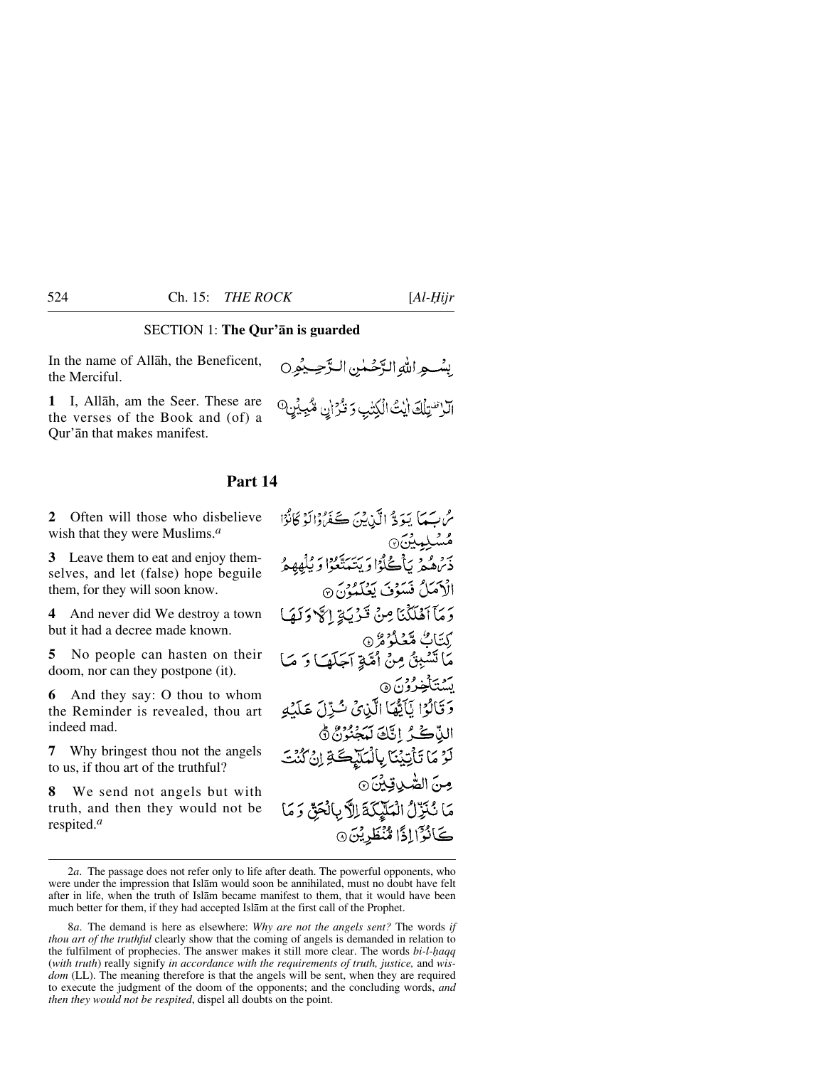## SECTION 1: **The Qur'ān is guarded**

In the name of Allāh, the Beneficent, the Merciful.

بِسْمِ اللّٰهِ الرَّحْمٰنِ الرَّحِيْمِ ○

**1** I, Allāh, am the Seer. These are the verses of the Book and (of) a Qur'ān that makes manifest.

الٓرٰ ۚ تِلْكَ اٰيٰتُ الْكِتٰبِ وَ قُرْاٰنٍ مُّبِيْنٍ ①

## Part 14

**2** Often will those who disbelieve wish that they were Muslims.[a]

رُبَمَا يَوَدُّ الَّذِيْنَ كَفَرُوْا لَوْ كَانُوْا مُسْلِمِيْنَ ②

**3** Leave them to eat and enjoy themselves, and let (false) hope beguile them, for they will soon know.

ذَرْهُمْ يَاْكُلُوْا وَ يَتَمَتَّعُوْا وَ يُلْهِهِمُ الْاَمَلُ فَسَوْفَ يَعْلَمُوْنَ ③

**4** And never did We destroy a town but it had a decree made known.

وَ مَاۤ اَهْلَكْنَا مِنْ قَرْيَةٍ اِلَّا وَ لَهَا كِتَابٌ مَّعْلُوْمٌ ④

**5** No people can hasten on their doom, nor can they postpone (it).

مَا تَسْبِقُ مِنْ اُمَّةٍ اَجَلَهَا وَ مَا يَسْتَاْخِرُوْنَ ⑤

**6** And they say: O thou to whom the Reminder is revealed, thou art indeed mad.

وَ قَالُوْا يٰۤاَيُّهَا الَّذِيْ نُزِّلَ عَلَيْهِ الذِّكْرُ اِنَّكَ لَمَجْنُوْنٌ ⑥

**7** Why bringest thou not the angels to us, if thou art of the truthful?

لَوْ مَا تَاْتِيْنَا بِالْمَلٰٓئِكَةِ اِنْ كُنْتَ مِنَ الصّٰدِقِيْنَ ⑦

**8** We send not angels but with truth, and then they would not be respited.[a]

مَا نُنَزِّلُ الْمَلٰٓئِكَةَ اِلَّا بِالْحَقِّ وَ مَا كَانُوْۤا اِذًا مُّنْظَرِيْنَ ⑧

---

2*a*. The passage does not refer only to life after death. The powerful opponents, who were under the impression that Islām would soon be annihilated, must no doubt have felt after in life, when the truth of Islām became manifest to them, that it would have been much better for them, if they had accepted Islām at the first call of the Prophet.

8*a*. The demand is here as elsewhere: *Why are not the angels sent?* The words *if thou art of the truthful* clearly show that the coming of angels is demanded in relation to the fulfilment of prophecies. The answer makes it still more clear. The words *bi-l-ḥaqq* (*with truth*) really signify *in accordance with the requirements of truth, justice,* and *wisdom* (LL). The meaning therefore is that the angels will be sent, when they are required to execute the judgment of the doom of the opponents; and the concluding words, *and then they would not be respited*, dispel all doubts on the point.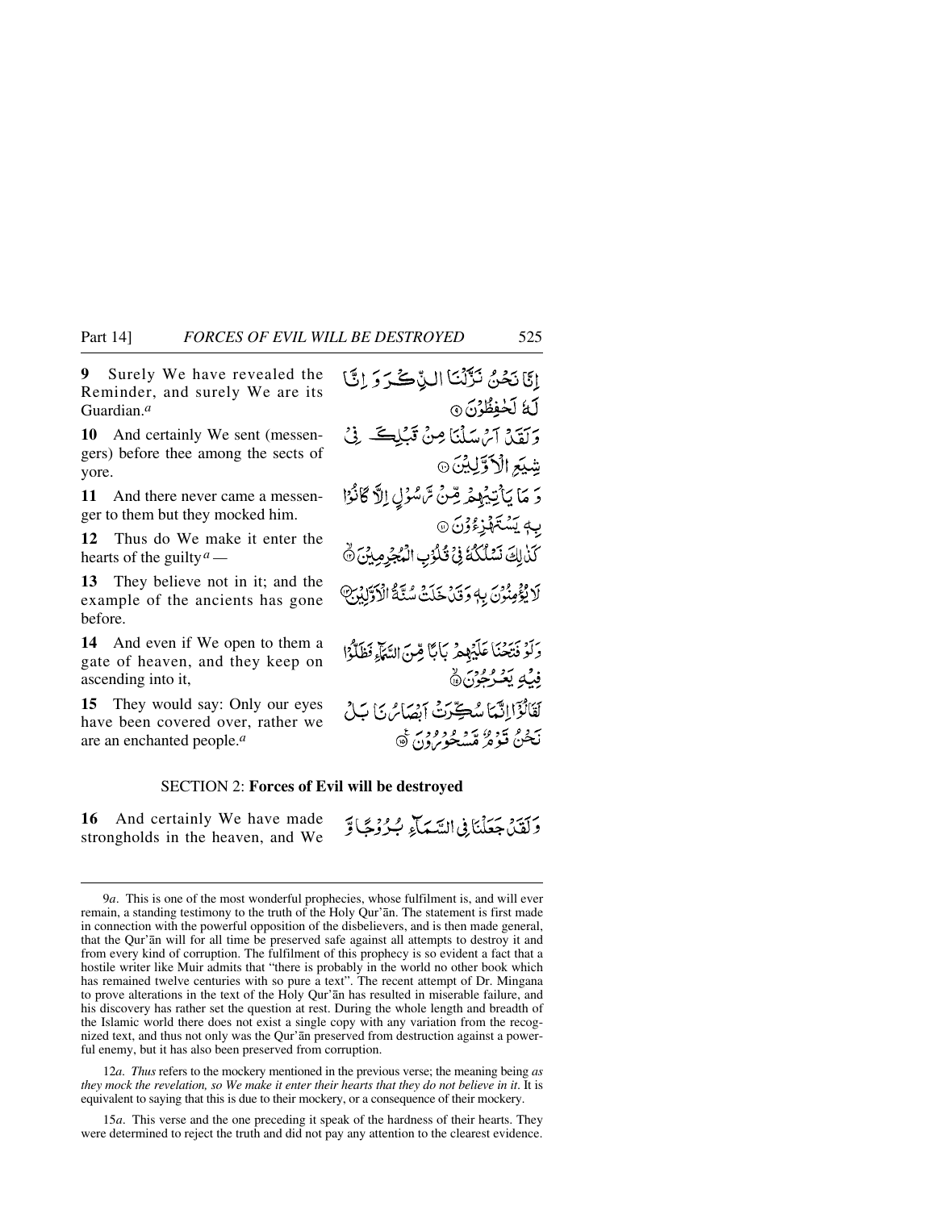**9** Surely We have revealed the Reminder, and surely We are its Guardian.[a]

إِنَّا نَحْنُ نَزَّلْنَا الذِّكْرَ وَإِنَّا لَهُ لَحٰفِظُونَ ۝

**10** And certainly We sent (messengers) before thee among the sects of yore.

وَلَقَدْ أَرْسَلْنَا مِنْ قَبْلِكَ فِي شِيَعِ الْأَوَّلِينَ ۝

**11** And there never came a messenger to them but they mocked him.

وَمَا يَأْتِيهِمْ مِنْ رَسُولٍ إِلَّا كَانُوا بِهِ يَسْتَهْزِءُونَ ۝

**12** Thus do We make it enter the hearts of the guilty[a] —

كَذٰلِكَ نَسْلُكُهُ فِي قُلُوبِ الْمُجْرِمِينَ ۝

**13** They believe not in it; and the example of the ancients has gone before.

لَا يُؤْمِنُونَ بِهِ وَقَدْ خَلَتْ سُنَّةُ الْأَوَّلِينَ ۝

**14** And even if We open to them a gate of heaven, and they keep on ascending into it,

وَلَوْ فَتَحْنَا عَلَيْهِمْ بَابًا مِنَ السَّمَاءِ فَظَلُّوا فِيهِ يَعْرُجُونَ ۝

**15** They would say: Only our eyes have been covered over, rather we are an enchanted people.[a]

لَقَالُوا إِنَّمَا سُكِّرَتْ أَبْصَارُنَا بَلْ نَحْنُ قَوْمٌ مَسْحُورُونَ ۝

SECTION 2: **Forces of Evil will be destroyed**

**16** And certainly We have made strongholds in the heaven, and We

وَلَقَدْ جَعَلْنَا فِي السَّمَاءِ بُرُوجًا وَ

---

9*a*. This is one of the most wonderful prophecies, whose fulfilment is, and will ever remain, a standing testimony to the truth of the Holy Qur'ān. The statement is first made in connection with the powerful opposition of the disbelievers, and is then made general, that the Qur'ān will for all time be preserved safe against all attempts to destroy it and from every kind of corruption. The fulfilment of this prophecy is so evident a fact that a hostile writer like Muir admits that "there is probably in the world no other book which has remained twelve centuries with so pure a text". The recent attempt of Dr. Mingana to prove alterations in the text of the Holy Qur'ān has resulted in miserable failure, and his discovery has rather set the question at rest. During the whole length and breadth of the Islamic world there does not exist a single copy with any variation from the recognized text, and thus not only was the Qur'ān preserved from destruction against a powerful enemy, but it has also been preserved from corruption.

12*a*. *Thus* refers to the mockery mentioned in the previous verse; the meaning being *as they mock the revelation, so We make it enter their hearts that they do not believe in it*. It is equivalent to saying that this is due to their mockery, or a consequence of their mockery.

15*a*. This verse and the one preceding it speak of the hardness of their hearts. They were determined to reject the truth and did not pay any attention to the clearest evidence.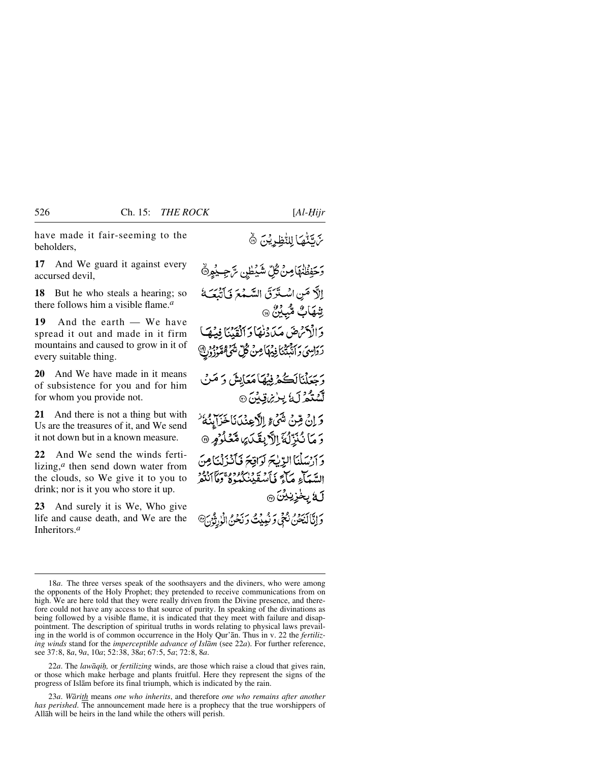have made it fair-seeming to the beholders,

زَيَّنّٰهَا لِلنّٰظِرِيْنَ ۙ

**17** And We guard it against every accursed devil,

وَحَفِظْنٰهَا مِنْ كُلِّ شَيْطٰنٍ رَّجِيْمٍ ۙ

**18** But he who steals a hearing; so there follows him a visible flame.[a]

اِلَّا مَنِ اسْتَرَقَ السَّمْعَ فَاَتْبَعَهٗ شِهَابٌ مُّبِيْنٌ ۝

**19** And the earth — We have spread it out and made in it firm mountains and caused to grow in it of every suitable thing.

وَالْاَرْضَ مَدَدْنٰهَا وَاَلْقَيْنَا فِيْهَا رَوَاسِيَ وَاَنْۢبَتْنَا فِيْهَا مِنْ كُلِّ شَيْءٍ مَّوْزُوْنٍ ۝

**20** And We have made in it means of subsistence for you and for him for whom you provide not.

وَجَعَلْنَا لَكُمْ فِيْهَا مَعَايِشَ وَمَنْ لَّسْتُمْ لَهٗ بِرٰزِقِيْنَ ۝

**21** And there is not a thing but with Us are the treasures of it, and We send it not down but in a known measure.

وَاِنْ مِّنْ شَيْءٍ اِلَّا عِنْدَنَا خَزَآئِنُهٗ ۫ وَمَا نُنَزِّلُهٗۤ اِلَّا بِقَدَرٍ مَّعْلُوْمٍ ۝

**22** And We send the winds fertilizing,[a] then send down water from the clouds, so We give it to you to drink; nor is it you who store it up.

وَاَرْسَلْنَا الرِّيٰحَ لَوَاقِحَ فَاَنْزَلْنَا مِنَ السَّمَآءِ مَآءً فَاَسْقَيْنٰكُمُوْهُ ۚ وَمَاۤ اَنْتُمْ لَهٗ بِخٰزِنِيْنَ ۝

**23** And surely it is We, Who give life and cause death, and We are the Inheritors.[a]

وَاِنَّا لَنَحْنُ نُحْيٖ وَنُمِيْتُ وَنَحْنُ الْوٰرِثُوْنَ ۝

---

18*a*. The three verses speak of the soothsayers and the diviners, who were among the opponents of the Holy Prophet; they pretended to receive communications from on high. We are here told that they were really driven from the Divine presence, and therefore could not have any access to that source of purity. In speaking of the divinations as being followed by a visible flame, it is indicated that they meet with failure and disappointment. The description of spiritual truths in words relating to physical laws prevailing in the world is of common occurrence in the Holy Qur'ān. Thus in v. 22 the *fertilizing winds* stand for the *imperceptible advance of Islām* (see 22*a*). For further reference, see 37:8, 8*a*, 9*a*, 10*a*; 52:38, 38*a*; 67:5, 5*a*; 72:8, 8*a*.

22*a*. The *lawāqiḥ,* or *fertilizing* winds, are those which raise a cloud that gives rain, or those which make herbage and plants fruitful. Here they represent the signs of the progress of Islām before its final triumph, which is indicated by the rain.

23*a*. *Wārith* means *one who inherits*, and therefore *one who remains after another has perished*. The announcement made here is a prophecy that the true worshippers of Allāh will be heirs in the land while the others will perish.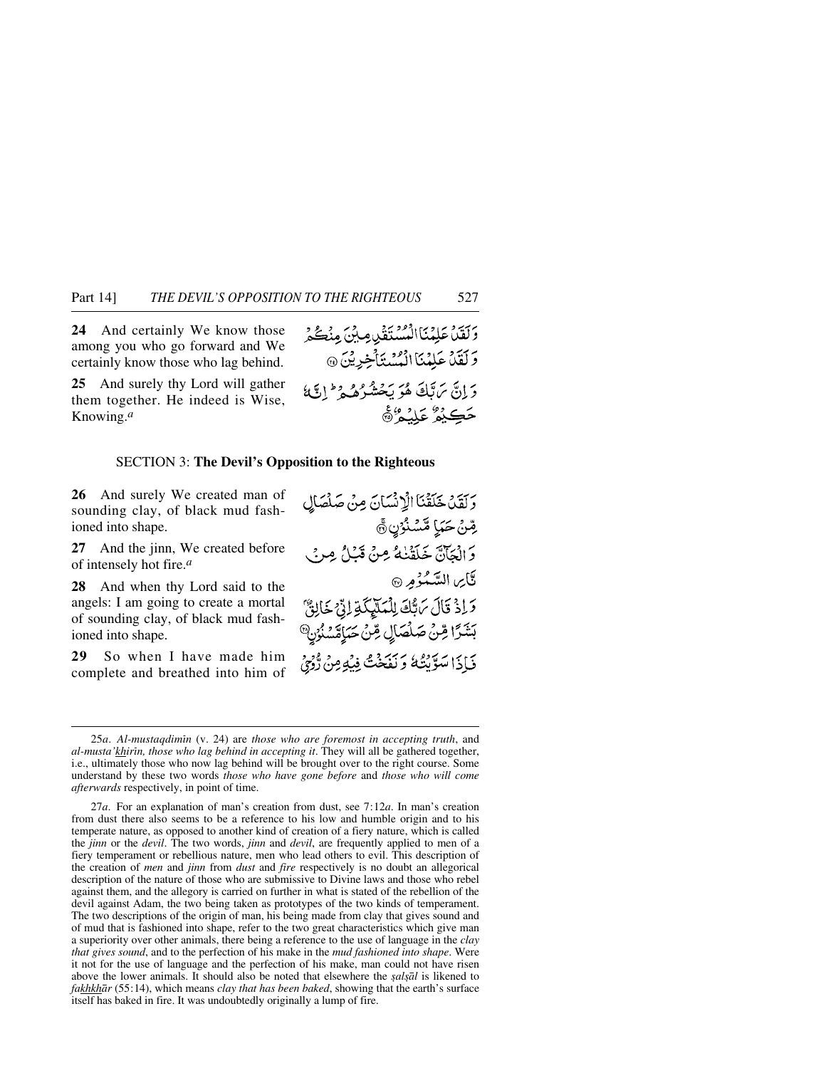**24** And certainly We know those among you who go forward and We certainly know those who lag behind.

وَلَقَدْ عَلِمْنَا الْمُسْتَقْدِمِينَ مِنْكُمْ وَلَقَدْ عَلِمْنَا الْمُسْتَأْخِرِينَ ﴿٢٤﴾

**25** And surely thy Lord will gather them together. He indeed is Wise, Knowing.[a]

وَإِنَّ رَبَّكَ هُوَ يَحْشُرُهُمْ ۚ إِنَّهُ حَكِيمٌ عَلِيمٌ ﴿٢٥﴾

## SECTION 3: **The Devil's Opposition to the Righteous**

**26** And surely We created man of sounding clay, of black mud fashioned into shape.

وَلَقَدْ خَلَقْنَا الْإِنْسَانَ مِنْ صَلْصَالٍ مِنْ حَمَإٍ مَسْنُونٍ ﴿٢٦﴾

**27** And the jinn, We created before of intensely hot fire.[a]

وَالْجَانَّ خَلَقْنَاهُ مِنْ قَبْلُ مِنْ نَارِ السَّمُومِ ﴿٢٧﴾

**28** And when thy Lord said to the angels: I am going to create a mortal of sounding clay, of black mud fashioned into shape.

وَإِذْ قَالَ رَبُّكَ لِلْمَلَائِكَةِ إِنِّي خَالِقٌ بَشَرًا مِنْ صَلْصَالٍ مِنْ حَمَإٍ مَسْنُونٍ ﴿٢٨﴾

**29** So when I have made him complete and breathed into him of

فَإِذَا سَوَّيْتُهُ وَنَفَخْتُ فِيهِ مِنْ رُوحِي

---

25*a*. *Al-mustaqdimīn* (v. 24) are *those who are foremost in accepting truth*, and *al-musta'khirīn, those who lag behind in accepting it*. They will all be gathered together, i.e., ultimately those who now lag behind will be brought over to the right course. Some understand by these two words *those who have gone before* and *those who will come afterwards* respectively, in point of time.

27*a*. For an explanation of man's creation from dust, see 7:12*a*. In man's creation from dust there also seems to be a reference to his low and humble origin and to his temperate nature, as opposed to another kind of creation of a fiery nature, which is called the *jinn* or the *devil*. The two words, *jinn* and *devil*, are frequently applied to men of a fiery temperament or rebellious nature, men who lead others to evil. This description of the creation of *men* and *jinn* from *dust* and *fire* respectively is no doubt an allegorical description of the nature of those who are submissive to Divine laws and those who rebel against them, and the allegory is carried on further in what is stated of the rebellion of the devil against Adam, the two being taken as prototypes of the two kinds of temperament. The two descriptions of the origin of man, his being made from clay that gives sound and of mud that is fashioned into shape, refer to the two great characteristics which give man a superiority over other animals, there being a reference to the use of language in the *clay that gives sound*, and to the perfection of his make in the *mud fashioned into shape*. Were it not for the use of language and the perfection of his make, man could not have risen above the lower animals. It should also be noted that elsewhere the *ṣalṣāl* is likened to *fakhkhār* (55:14), which means *clay that has been baked*, showing that the earth's surface itself has baked in fire. It was undoubtedly originally a lump of fire.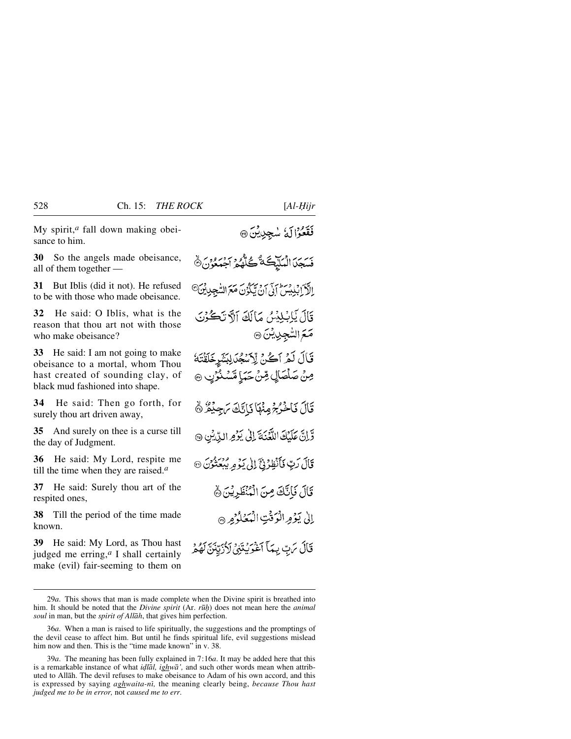My spirit,[a] fall down making obeisance to him.

فَقَعُوْا لَهٗ سٰجِدِيْنَ ﴿۲۹﴾

**30** So the angels made obeisance, all of them together —

فَسَجَدَ الْمَلٰٓئِكَةُ كُلُّهُمْ اَجْمَعُوْنَ ﴿۳۰﴾

**31** But Iblīs (did it not). He refused to be with those who made obeisance.

اِلَّآ اِبْلِيْسَ ؕ اَبٰٓى اَنْ يَّكُوْنَ مَعَ السّٰجِدِيْنَ ﴿۳۱﴾

**32** He said: O Iblīs, what is the reason that thou art not with those who make obeisance?

قَالَ يٰٓاِبْلِيْسُ مَا لَكَ اَلَّا تَكُوْنَ مَعَ السّٰجِدِيْنَ ﴿۳۲﴾

**33** He said: I am not going to make obeisance to a mortal, whom Thou hast created of sounding clay, of black mud fashioned into shape.

قَالَ لَمْ اَكُنْ لِّاَسْجُدَ لِبَشَرٍ خَلَقْتَهٗ مِنْ صَلْصَالٍ مِّنْ حَمَاٍ مَّسْنُوْنٍ ﴿۳۳﴾

**34** He said: Then go forth, for surely thou art driven away,

قَالَ فَاخْرُجْ مِنْهَا فَاِنَّكَ رَجِيْمٌ ﴿۳۴﴾

**35** And surely on thee is a curse till the day of Judgment.

وَّاِنَّ عَلَيْكَ اللَّعْنَةَ اِلٰى يَوْمِ الدِّيْنِ ﴿۳۵﴾

**36** He said: My Lord, respite me till the time when they are raised.[a]

قَالَ رَبِّ فَاَنْظِرْنِيْٓ اِلٰى يَوْمِ يُبْعَثُوْنَ ﴿۳۶﴾

**37** He said: Surely thou art of the respited ones,

قَالَ فَاِنَّكَ مِنَ الْمُنْظَرِيْنَ ﴿۳۷﴾

**38** Till the period of the time made known.

اِلٰى يَوْمِ الْوَقْتِ الْمَعْلُوْمِ ﴿۳۸﴾

**39** He said: My Lord, as Thou hast judged me erring,[a] I shall certainly make (evil) fair-seeming to them on

قَالَ رَبِّ بِمَآ اَغْوَيْتَنِيْ لَاُزَيِّنَنَّ لَهُمْ

---

29*a*. This shows that man is made complete when the Divine spirit is breathed into him. It should be noted that the *Divine spirit* (Ar. *rūḥ*) does not mean here the *animal soul* in man, but the *spirit of Allāh*, that gives him perfection.

36*a*. When a man is raised to life spiritually, the suggestions and the promptings of the devil cease to affect him. But until he finds spiritual life, evil suggestions mislead him now and then. This is the "time made known" in v. 38.

39*a*. The meaning has been fully explained in 7:16*a*. It may be added here that this is a remarkable instance of what *iḍlāl, ighwā'*, and such other words mean when attributed to Allāh. The devil refuses to make obeisance to Adam of his own accord, and this is expressed by saying *aghwaita-nī*, the meaning clearly being, *because Thou hast judged me to be in error,* not *caused me to err*.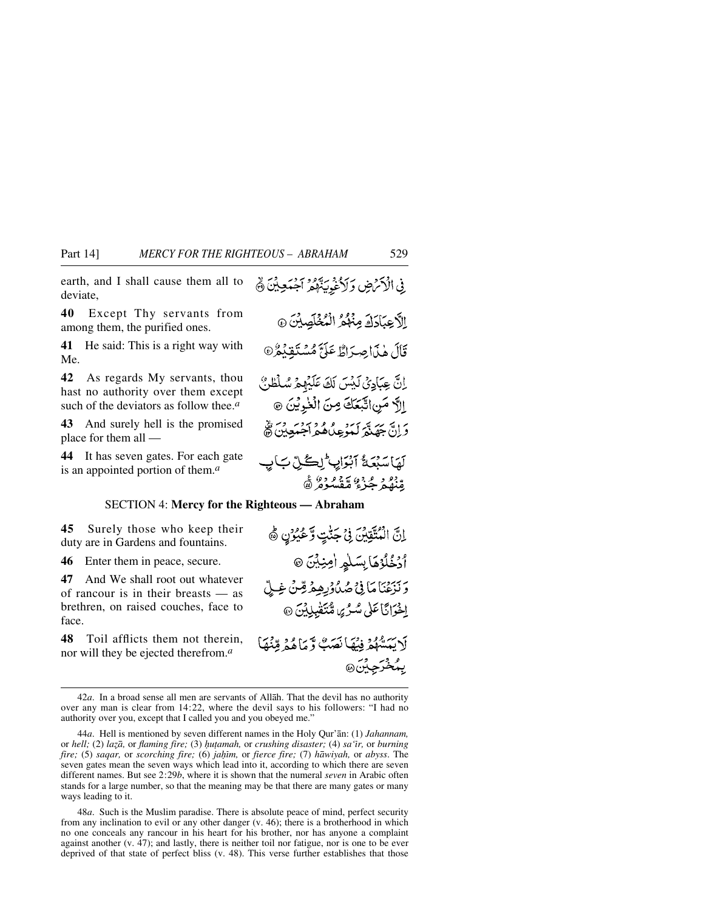earth, and I shall cause them all to deviate,

فِي الْأَرْضِ وَلَأُغْوِيَنَّهُمْ أَجْمَعِينَ ﴿٣٩﴾

**40** Except Thy servants from among them, the purified ones.

إِلَّا عِبَادَكَ مِنْهُمُ الْمُخْلَصِينَ ﴿٤٠﴾

**41** He said: This is a right way with Me.

قَالَ هٰذَا صِرَاطٌ عَلَيَّ مُسْتَقِيمٌ ﴿٤١﴾

**42** As regards My servants, thou hast no authority over them except such of the deviators as follow thee.[a]

إِنَّ عِبَادِي لَيْسَ لَكَ عَلَيْهِمْ سُلْطٰنٌ إِلَّا مَنِ اتَّبَعَكَ مِنَ الْغٰوِينَ ﴿٤٢﴾

**43** And surely hell is the promised place for them all —

وَإِنَّ جَهَنَّمَ لَمَوْعِدُهُمْ أَجْمَعِينَ ﴿٤٣﴾

**44** It has seven gates. For each gate is an appointed portion of them.[a]

لَهَا سَبْعَةُ أَبْوَابٍ ۖ لِكُلِّ بَابٍ مِّنْهُمْ جُزْءٌ مَّقْسُومٌ ﴿٤٤﴾

## SECTION 4: Mercy for the Righteous — Abraham

**45** Surely those who keep their duty are in Gardens and fountains.

إِنَّ الْمُتَّقِينَ فِي جَنّٰتٍ وَّعُيُونٍ ﴿٤٥﴾

**46** Enter them in peace, secure.

اُدْخُلُوهَا بِسَلٰمٍ اٰمِنِينَ ﴿٤٦﴾

**47** And We shall root out whatever of rancour is in their breasts — as brethren, on raised couches, face to face.

وَنَزَعْنَا مَا فِي صُدُورِهِمْ مِّنْ غِلٍّ إِخْوَانًا عَلٰى سُرُرٍ مُّتَقٰبِلِينَ ﴿٤٧﴾

**48** Toil afflicts them not therein, nor will they be ejected therefrom.[a]

لَا يَمَسُّهُمْ فِيهَا نَصَبٌ وَّمَا هُمْ مِّنْهَا بِمُخْرَجِينَ ﴿٤٨﴾

---

42*a*. In a broad sense all men are servants of Allāh. That the devil has no authority over any man is clear from 14:22, where the devil says to his followers: "I had no authority over you, except that I called you and you obeyed me."

44*a*. Hell is mentioned by seven different names in the Holy Qur'ān: (1) *Jahannam,* or *hell;* (2) *laẓā,* or *flaming fire;* (3) *ḥuṭamah,* or *crushing disaster;* (4) *sa'īr,* or *burning fire;* (5) *saqar,* or *scorching fire;* (6) *jaḥīm,* or *fierce fire;* (7) *hāwiyah,* or *abyss*. The seven gates mean the seven ways which lead into it, according to which there are seven different names. But see 2:29*b*, where it is shown that the numeral *seven* in Arabic often stands for a large number, so that the meaning may be that there are many gates or many ways leading to it.

48*a*. Such is the Muslim paradise. There is absolute peace of mind, perfect security from any inclination to evil or any other danger (v. 46); there is a brotherhood in which no one conceals any rancour in his heart for his brother, nor has anyone a complaint against another (v. 47); and lastly, there is neither toil nor fatigue, nor is one to be ever deprived of that state of perfect bliss (v. 48). This verse further establishes that those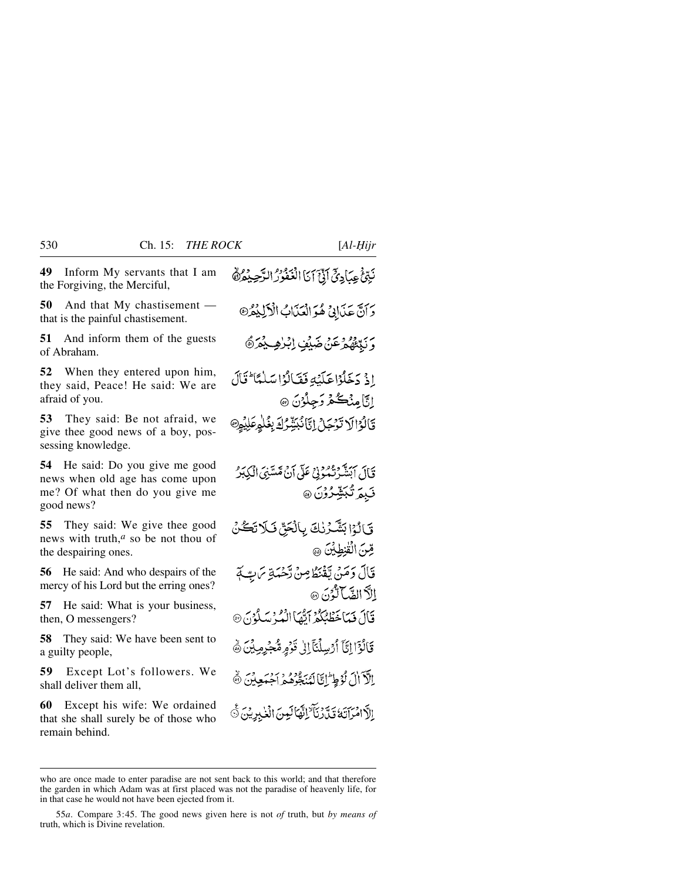**49** Inform My servants that I am the Forgiving, the Merciful,

نَبِّئْ عِبَادِيْٓ اَنِّيْٓ اَنَا الْغَفُوْرُ الرَّحِيْمُ ۙ

**50** And that My chastisement — that is the painful chastisement.

وَاَنَّ عَذَابِيْ هُوَ الْعَذَابُ الْاَلِيْمُ

**51** And inform them of the guests of Abraham.

وَنَبِّئْهُمْ عَنْ ضَيْفِ اِبْرٰهِيْمَ ۘ

**52** When they entered upon him, they said, Peace! He said: We are afraid of you.

اِذْ دَخَلُوْا عَلَيْهِ فَقَالُوْا سَلٰمًا ؕ قَالَ اِنَّا مِنْكُمْ وَجِلُوْنَ

**53** They said: Be not afraid, we give thee good news of a boy, possessing knowledge.

قَالُوْا لَا تَوْجَلْ اِنَّا نُبَشِّرُكَ بِغُلٰمٍ عَلِيْمٍ

**54** He said: Do you give me good news when old age has come upon me? Of what then do you give me good news?

قَالَ اَبَشَّرْتُمُوْنِيْ عَلٰٓى اَنْ مَّسَّنِيَ الْكِبَرُ فَبِمَ تُبَشِّرُوْنَ

**55** They said: We give thee good news with truth,[a] so be not thou of the despairing ones.

قَالُوْا بَشَّرْنٰكَ بِالْحَقِّ فَلَا تَكُنْ مِّنَ الْقٰنِطِيْنَ

**56** He said: And who despairs of the mercy of his Lord but the erring ones?

قَالَ وَمَنْ يَّقْنَطُ مِنْ رَّحْمَةِ رَبِّهٖٓ اِلَّا الضَّآلُّوْنَ

**57** He said: What is your business, then, O messengers?

قَالَ فَمَا خَطْبُكُمْ اَيُّهَا الْمُرْسَلُوْنَ

**58** They said: We have been sent to a guilty people,

قَالُوْٓا اِنَّآ اُرْسِلْنَآ اِلٰى قَوْمٍ مُّجْرِمِيْنَ ۙ

**59** Except Lot's followers. We shall deliver them all,

اِلَّآ اٰلَ لُوْطٍ ؕ اِنَّا لَمُنَجُّوْهُمْ اَجْمَعِيْنَ ۙ

**60** Except his wife: We ordained that she shall surely be of those who remain behind.

اِلَّا امْرَاَتَهٗ قَدَّرْنَآ ۙ اِنَّهَا لَمِنَ الْغٰبِرِيْنَ

---

who are once made to enter paradise are not sent back to this world; and that therefore the garden in which Adam was at first placed was not the paradise of heavenly life, for in that case he would not have been ejected from it.

55*a*. Compare 3:45. The good news given here is not *of* truth, but *by means of* truth, which is Divine revelation.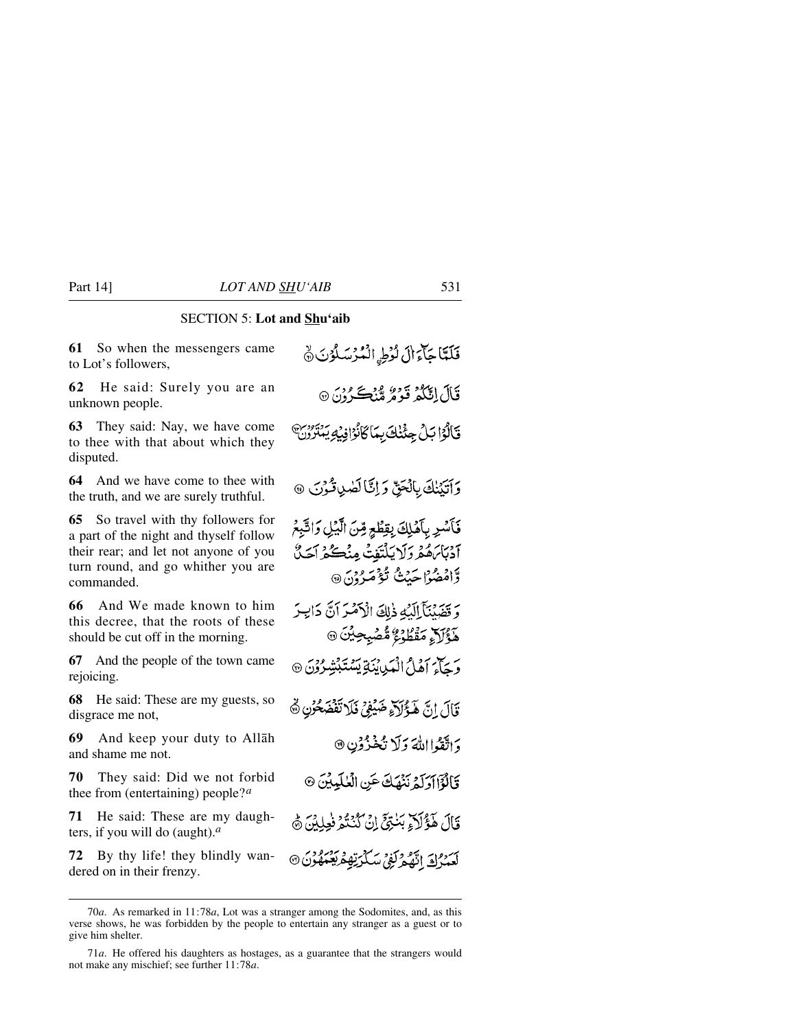## SECTION 5: Lot and Shu'aib

**61** So when the messengers came to Lot's followers,

فَلَمَّا جَآءَ اٰلَ لُوۡطِ ۣالۡمُرۡسَلُوۡنَ ﴿۶۱﴾

**62** He said: Surely you are an unknown people.

قَالَ اِنَّكُمۡ قَوۡمٌ مُّنۡكَرُوۡنَ ﴿۶۲﴾

**63** They said: Nay, we have come to thee with that about which they disputed.

قَالُوۡا بَلۡ جِئۡنٰكَ بِمَا كَانُوۡا فِيۡهِ يَمۡتَرُوۡنَ ﴿۶۳﴾

**64** And we have come to thee with the truth, and we are surely truthful.

وَاَتَيۡنٰكَ بِالۡحَـقِّ وَاِنَّا لَصٰدِقُوۡنَ ﴿۶۴﴾

**65** So travel with thy followers for a part of the night and thyself follow their rear; and let not anyone of you turn round, and go whither you are commanded.

فَاَسۡرِ بِاَهۡلِكَ بِقِطۡعٍ مِّنَ الَّيۡلِ وَاتَّبِعۡ اَدۡبَارَهُمۡ وَلَا يَلۡتَفِتۡ مِنۡكُمۡ اَحَدٌ وَّامۡضُوۡا حَيۡثُ تُؤۡمَرُوۡنَ ﴿۶۵﴾

**66** And We made known to him this decree, that the roots of these should be cut off in the morning.

وَقَضَيۡنَاۤ اِلَيۡهِ ذٰلِكَ الۡاَمۡرَ اَنَّ دَابِرَ هٰٓؤُلَاۤءِ مَقۡطُوۡعٌ مُّصۡبِحِيۡنَ ﴿۶۶﴾

**67** And the people of the town came rejoicing.

وَجَآءَ اَهۡلُ الۡمَدِيۡنَةِ يَسۡتَبۡشِرُوۡنَ ﴿۶۷﴾

**68** He said: These are my guests, so disgrace me not,

قَالَ اِنَّ هٰٓؤُلَاۤءِ ضَيۡفِىۡ فَلَا تَفۡضَحُوۡنِ ۙ﴿۶۸﴾

**69** And keep your duty to Allāh and shame me not.

وَاتَّقُوا اللّٰهَ وَلَا تُخۡزُوۡنِ ﴿۶۹﴾

**70** They said: Did we not forbid thee from (entertaining) people?[a]

قَالُوۡۤا اَوَلَمۡ نَـنۡهَكَ عَنِ الۡعٰلَمِيۡنَ ﴿۷۰﴾

**71** He said: These are my daughters, if you will do (aught).[a]

قَالَ هٰٓؤُلَاۤءِ بَنٰتِىۡۤ اِنۡ كُنۡتُمۡ فٰعِلِيۡنَ ؕ﴿۷۱﴾

**72** By thy life! they blindly wandered on in their frenzy.

لَعَمۡرُكَ اِنَّهُمۡ لَفِىۡ سَكۡرَتِهِمۡ يَعۡمَهُوۡنَ ﴿۷۲﴾

---

70*a*. As remarked in 11:78*a*, Lot was a stranger among the Sodomites, and, as this verse shows, he was forbidden by the people to entertain any stranger as a guest or to give him shelter.

71*a*. He offered his daughters as hostages, as a guarantee that the strangers would not make any mischief; see further 11:78*a*.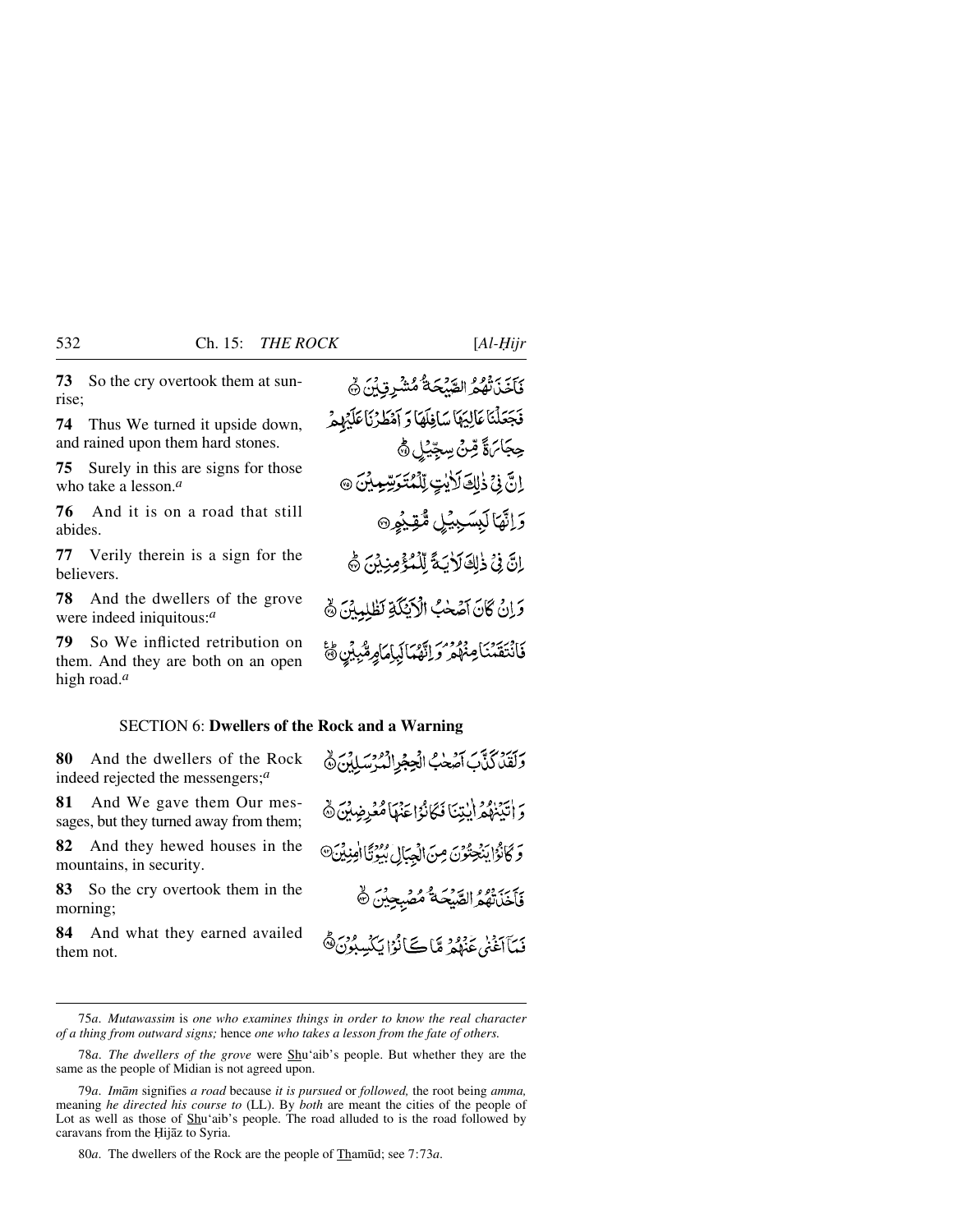**73** So the cry overtook them at sunrise;

فَاَخَذَتۡهُمُ الصَّيۡحَةُ مُشۡرِقِيۡنَ ۙ

**74** Thus We turned it upside down, and rained upon them hard stones.

فَجَعَلۡنَا عَالِيَهَا سَافِلَهَا وَ اَمۡطَرۡنَا عَلَيۡهِمۡ حِجَارَةً مِّنۡ سِجِّيۡلٍ ؕ

**75** Surely in this are signs for those who take a lesson.[a]

اِنَّ فِىۡ ذٰلِكَ لَاٰيٰتٍ لِّلۡمُتَوَسِّمِيۡنَ

**76** And it is on a road that still abides.

وَاِنَّهَا لَبِسَبِيۡلٍ مُّقِيۡمٍ

**77** Verily therein is a sign for the believers.

اِنَّ فِىۡ ذٰلِكَ لَاٰيَةً لِّلۡمُؤۡمِنِيۡنَ ؕ

**78** And the dwellers of the grove were indeed iniquitous:[a]

وَاِنۡ كَانَ اَصۡحٰبُ الۡاَيۡكَةِ لَظٰلِمِيۡنَ ۙ

**79** So We inflicted retribution on them. And they are both on an open high road.[a]

فَانْتَقَمۡنَا مِنۡهُمۡ ۘ وَاِنَّهُمَا لَبِاِمَامٍ مُّبِيۡنٍ ؕ

## SECTION 6: **Dwellers of the Rock and a Warning**

**80** And the dwellers of the Rock indeed rejected the messengers;[a]

وَلَقَدۡ كَذَّبَ اَصۡحٰبُ الۡحِجۡرِ الۡمُرۡسَلِيۡنَ ۙ

**81** And We gave them Our messages, but they turned away from them;

وَاٰتَيۡنٰهُمۡ اٰيٰتِنَا فَكَانُوۡا عَنۡهَا مُعۡرِضِيۡنَ ۙ

**82** And they hewed houses in the mountains, in security.

وَكَانُوۡا يَنۡحِتُوۡنَ مِنَ الۡجِبَالِ بُيُوۡتًا اٰمِنِيۡنَ

**83** So the cry overtook them in the morning;

فَاَخَذَتۡهُمُ الصَّيۡحَةُ مُصۡبِحِيۡنَ ۙ

**84** And what they earned availed them not.

فَمَاۤ اَغۡنٰى عَنۡهُمۡ مَّا كَانُوۡا يَكۡسِبُوۡنَ ؕ

---

75*a*. *Mutawassim* is *one who examines things in order to know the real character of a thing from outward signs;* hence *one who takes a lesson from the fate of others.*

78*a*. *The dwellers of the grove* were Shu'aib's people. But whether they are the same as the people of Midian is not agreed upon.

79*a*. *Imām* signifies *a road* because *it is pursued* or *followed,* the root being *amma,* meaning *he directed his course to* (LL). By *both* are meant the cities of the people of Lot as well as those of Shu'aib's people. The road alluded to is the road followed by caravans from the Ḥijāz to Syria.

80*a*. The dwellers of the Rock are the people of Thamūd; see 7:73*a*.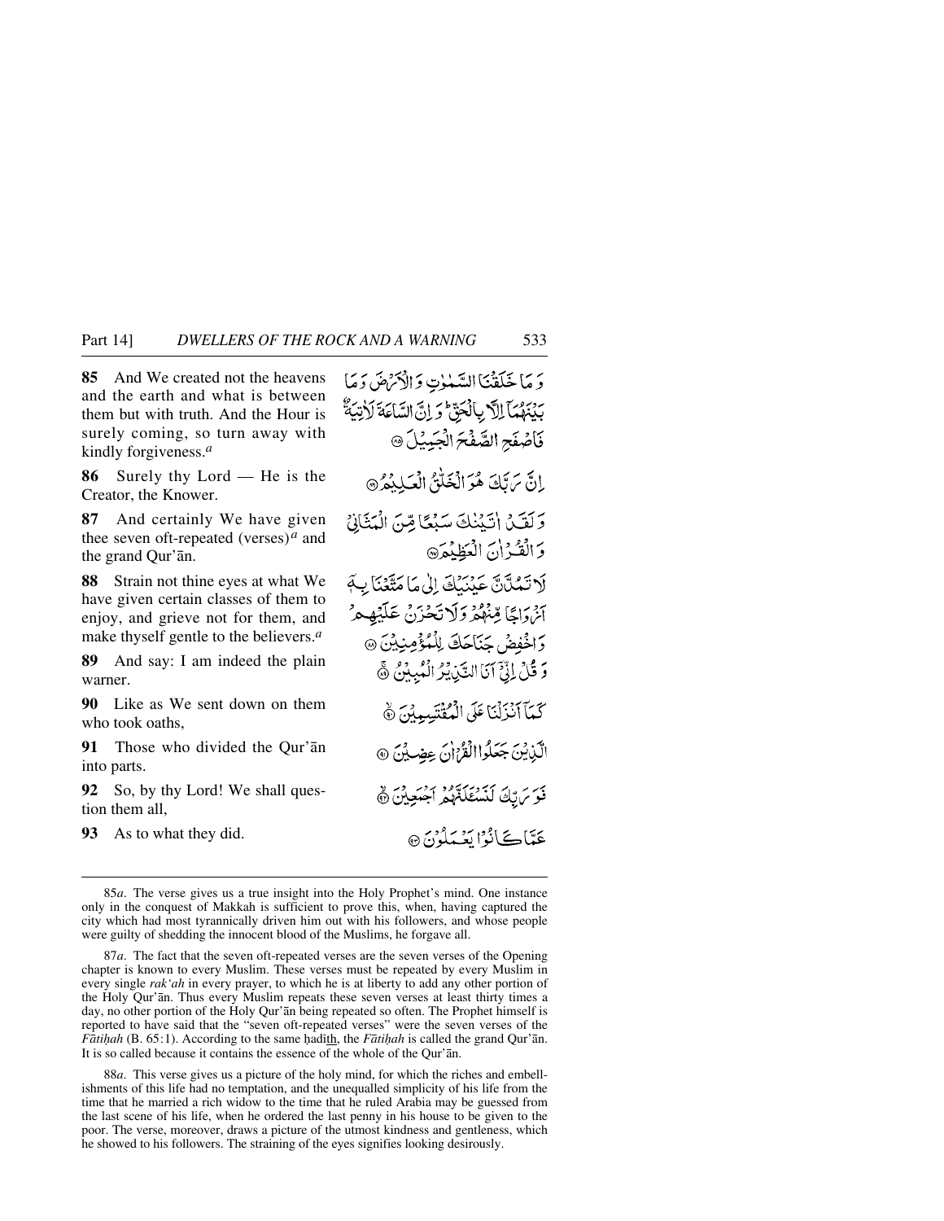**85** And We created not the heavens and the earth and what is between them but with truth. And the Hour is surely coming, so turn away with kindly forgiveness.[a]

وَ مَا خَلَقْنَا السَّمٰوٰتِ وَ الْاَرْضَ وَ مَا بَیْنَهُمَاۤ اِلَّا بِالْحَقِّ ؕ وَ اِنَّ السَّاعَةَ لَاٰتِیَةٌ فَاصْفَحِ الصَّفْحَ الْجَمِیْلَ ﴿۸۵﴾

**86** Surely thy Lord — He is the Creator, the Knower.

اِنَّ رَبَّكَ هُوَ الْخَلّٰقُ الْعَلِیْمُ ﴿۸۶﴾

**87** And certainly We have given thee seven oft-repeated (verses)[a] and the grand Qur'ān.

وَ لَقَدْ اٰتَیْنٰكَ سَبْعًا مِّنَ الْمَثَانِیْ وَ الْقُرْاٰنَ الْعَظِیْمَ ﴿۸۷﴾

**88** Strain not thine eyes at what We have given certain classes of them to enjoy, and grieve not for them, and make thyself gentle to the believers.[a]

لَا تَمُدَّنَّ عَیْنَیْكَ اِلٰی مَا مَتَّعْنَا بِهٖۤ اَزْوَاجًا مِّنْهُمْ وَ لَا تَحْزَنْ عَلَیْهِمْ وَ اخْفِضْ جَنَاحَكَ لِلْمُؤْمِنِیْنَ ﴿۸۸﴾

**89** And say: I am indeed the plain warner.

وَ قُلْ اِنِّیْۤ اَنَا النَّذِیْرُ الْمُبِیْنُ ﴿۸۹﴾

**90** Like as We sent down on them who took oaths,

كَمَاۤ اَنْزَلْنَا عَلَی الْمُقْتَسِمِیْنَ ﴿۹۰﴾

**91** Those who divided the Qur'ān into parts.

الَّذِیْنَ جَعَلُوا الْقُرْاٰنَ عِضِیْنَ ﴿۹۱﴾

**92** So, by thy Lord! We shall question them all,

فَوَ رَبِّكَ لَنَسْـَٔلَنَّهُمْ اَجْمَعِیْنَ ﴿۹۲﴾

**93** As to what they did.

عَمَّا كَانُوْا یَعْمَلُوْنَ ﴿۹۳﴾

---

85*a*. The verse gives us a true insight into the Holy Prophet's mind. One instance only in the conquest of Makkah is sufficient to prove this, when, having captured the city which had most tyrannically driven him out with his followers, and whose people were guilty of shedding the innocent blood of the Muslims, he forgave all.

87*a*. The fact that the seven oft-repeated verses are the seven verses of the Opening chapter is known to every Muslim. These verses must be repeated by every Muslim in every single *rak'ah* in every prayer, to which he is at liberty to add any other portion of the Holy Qur'ān. Thus every Muslim repeats these seven verses at least thirty times a day, no other portion of the Holy Qur'ān being repeated so often. The Prophet himself is reported to have said that the "seven oft-repeated verses" were the seven verses of the *Fātiḥah* (B. 65:1). According to the same ḥadīth, the *Fātiḥah* is called the grand Qur'ān. It is so called because it contains the essence of the whole of the Qur'ān.

88*a*. This verse gives us a picture of the holy mind, for which the riches and embellishments of this life had no temptation, and the unequalled simplicity of his life from the time that he married a rich widow to the time that he ruled Arabia may be guessed from the last scene of his life, when he ordered the last penny in his house to be given to the poor. The verse, moreover, draws a picture of the utmost kindness and gentleness, which he showed to his followers. The straining of the eyes signifies looking desirously.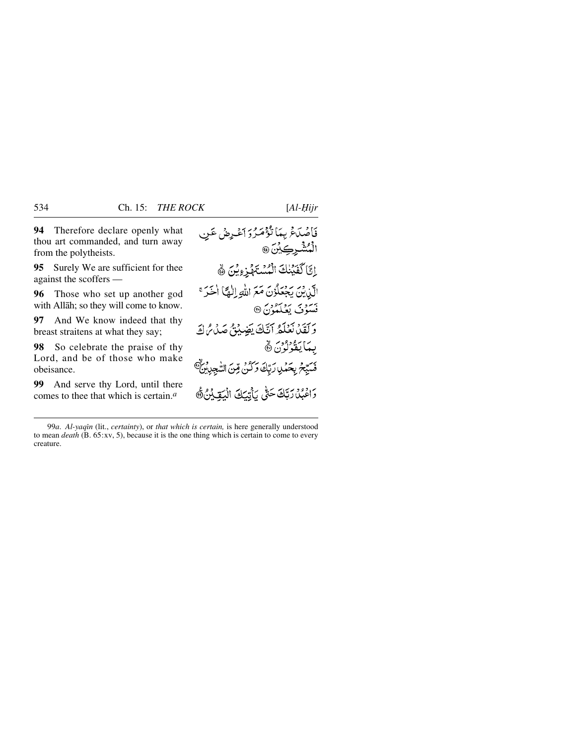**94** Therefore declare openly what thou art commanded, and turn away from the polytheists.

فَاصْدَعْ بِمَا تُؤْمَرُ وَاَعْرِضْ عَنِ الْمُشْرِكِيْنَ ﴿۹۴﴾

**95** Surely We are sufficient for thee against the scoffers —

اِنَّا كَفَيْنٰكَ الْمُسْتَهْزِءِيْنَ ﴿۹۵﴾

**96** Those who set up another god with Allāh; so they will come to know.

الَّذِيْنَ يَجْعَلُوْنَ مَعَ اللّٰهِ اِلٰهًا اٰخَرَ ۚ فَسَوْفَ يَعْلَمُوْنَ ﴿۹۶﴾

**97** And We know indeed that thy breast straitens at what they say;

وَلَقَدْ نَعْلَمُ اَنَّكَ يَضِيْقُ صَدْرُكَ بِمَا يَقُوْلُوْنَ ﴿۹۷﴾

**98** So celebrate the praise of thy Lord, and be of those who make obeisance.

فَسَبِّحْ بِحَمْدِ رَبِّكَ وَكُنْ مِّنَ السّٰجِدِيْنَ ﴿۹۸﴾

**99** And serve thy Lord, until there comes to thee that which is certain.[a]

وَاعْبُدْ رَبَّكَ حَتّٰى يَاْتِيَكَ الْيَقِيْنُ ﴿۹۹﴾

---

99*a*. *Al-yaqīn* (lit., *certainty*), or *that which is certain,* is here generally understood to mean *death* (B. 65:xv, 5), because it is the one thing which is certain to come to every creature.